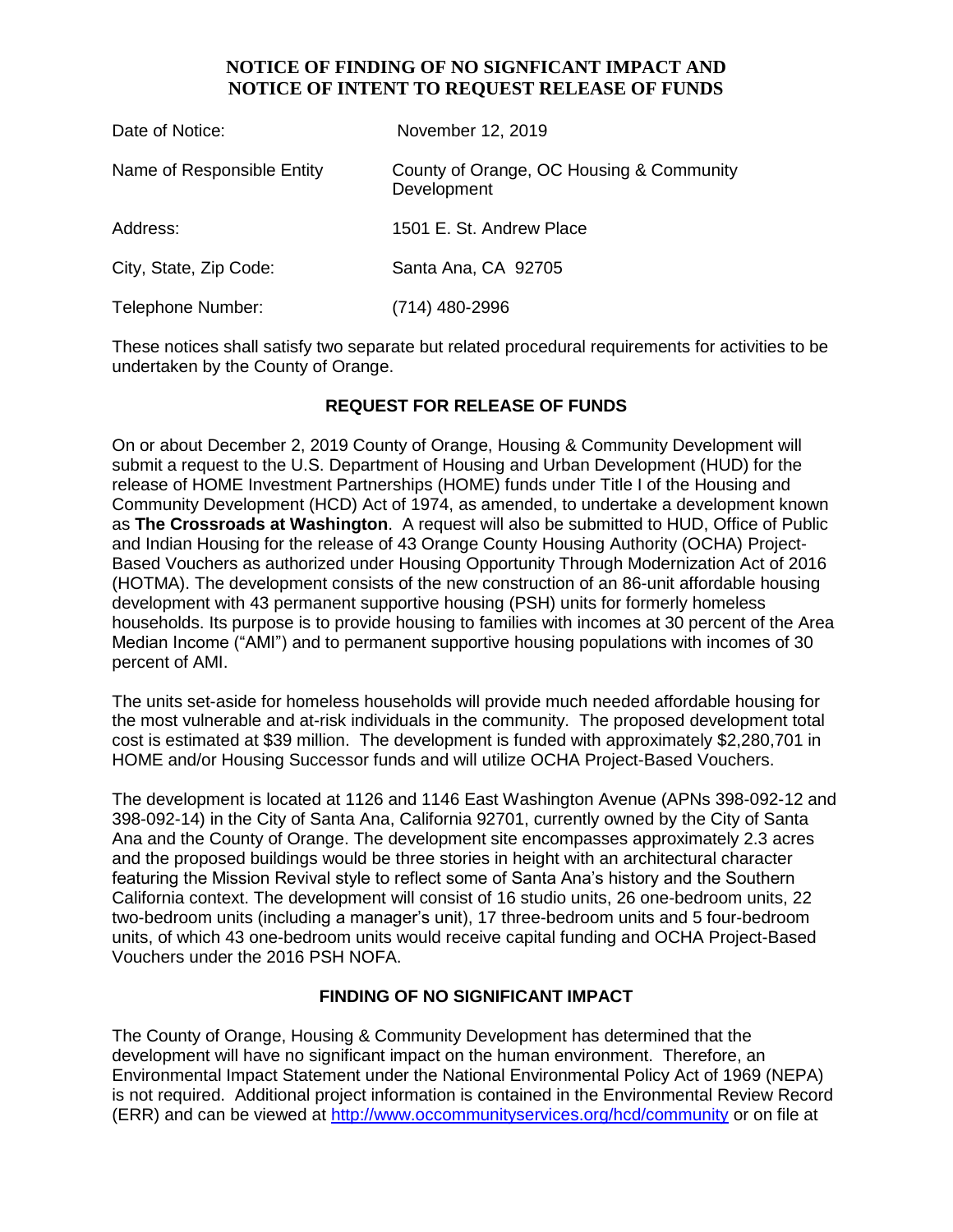# NOTICE OF FINDING OF NO SIGNFICANT IMPACT AND NOTICE OF INTENT TO REQUEST RELEASE OF FUNDS

| | |
|---|---|
| Date of Notice: | November 12, 2019 |
| Name of Responsible Entity | County of Orange, OC Housing & Community Development |
| Address: | 1501 E. St. Andrew Place |
| City, State, Zip Code: | Santa Ana, CA 92705 |
| Telephone Number: | (714) 480-2996 |

These notices shall satisfy two separate but related procedural requirements for activities to be undertaken by the County of Orange.

## REQUEST FOR RELEASE OF FUNDS

On or about December 2, 2019 County of Orange, Housing & Community Development will submit a request to the U.S. Department of Housing and Urban Development (HUD) for the release of HOME Investment Partnerships (HOME) funds under Title I of the Housing and Community Development (HCD) Act of 1974, as amended, to undertake a development known as **The Crossroads at Washington**. A request will also be submitted to HUD, Office of Public and Indian Housing for the release of 43 Orange County Housing Authority (OCHA) Project-Based Vouchers as authorized under Housing Opportunity Through Modernization Act of 2016 (HOTMA). The development consists of the new construction of an 86-unit affordable housing development with 43 permanent supportive housing (PSH) units for formerly homeless households. Its purpose is to provide housing to families with incomes at 30 percent of the Area Median Income ("AMI") and to permanent supportive housing populations with incomes of 30 percent of AMI.

The units set-aside for homeless households will provide much needed affordable housing for the most vulnerable and at-risk individuals in the community. The proposed development total cost is estimated at $39 million. The development is funded with approximately $2,280,701 in HOME and/or Housing Successor funds and will utilize OCHA Project-Based Vouchers.

The development is located at 1126 and 1146 East Washington Avenue (APNs 398-092-12 and 398-092-14) in the City of Santa Ana, California 92701, currently owned by the City of Santa Ana and the County of Orange. The development site encompasses approximately 2.3 acres and the proposed buildings would be three stories in height with an architectural character featuring the Mission Revival style to reflect some of Santa Ana's history and the Southern California context. The development will consist of 16 studio units, 26 one-bedroom units, 22 two-bedroom units (including a manager's unit), 17 three-bedroom units and 5 four-bedroom units, of which 43 one-bedroom units would receive capital funding and OCHA Project-Based Vouchers under the 2016 PSH NOFA.

## FINDING OF NO SIGNIFICANT IMPACT

The County of Orange, Housing & Community Development has determined that the development will have no significant impact on the human environment. Therefore, an Environmental Impact Statement under the National Environmental Policy Act of 1969 (NEPA) is not required. Additional project information is contained in the Environmental Review Record (ERR) and can be viewed at http://www.occommunityservices.org/hcd/community or on file at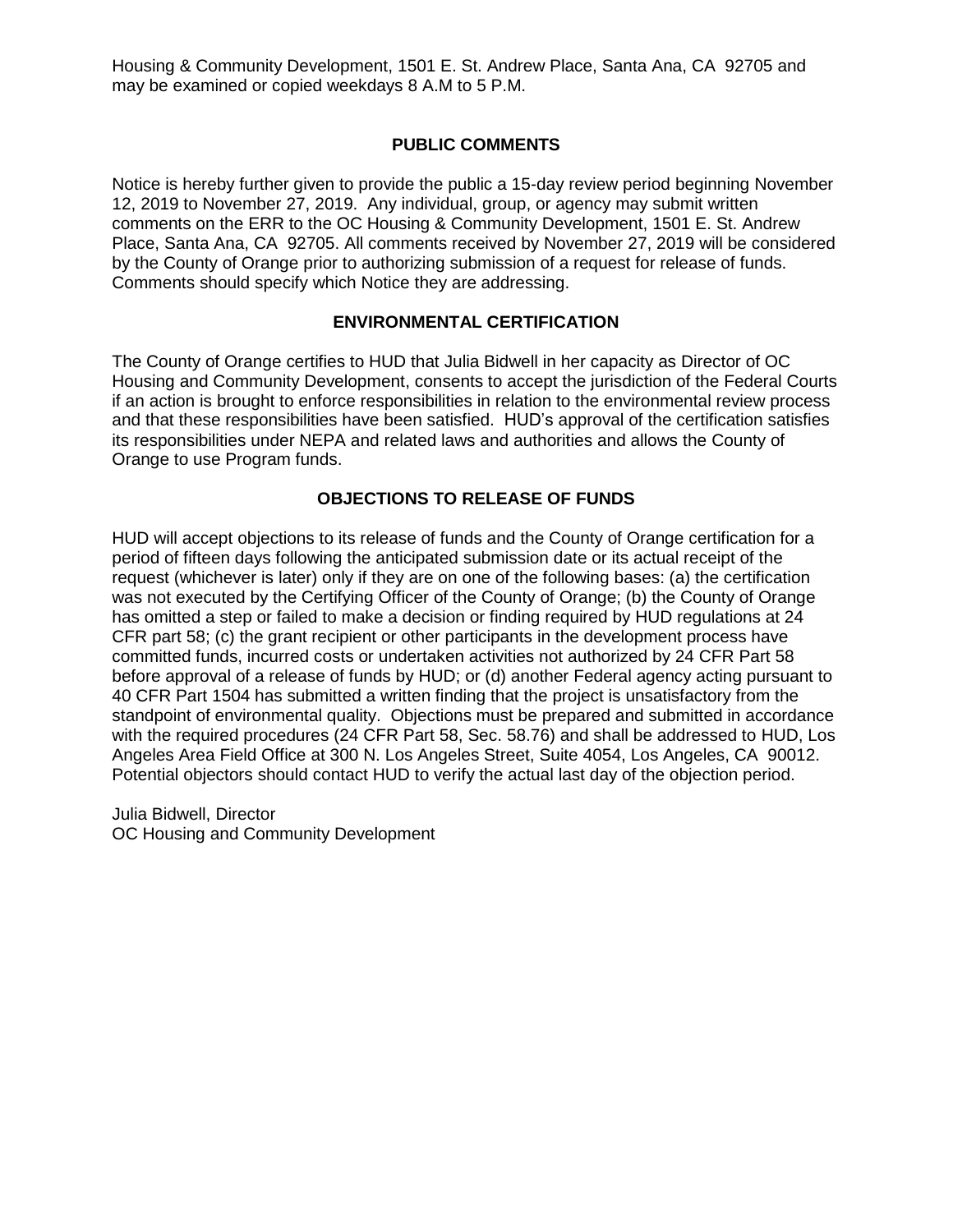Housing & Community Development, 1501 E. St. Andrew Place, Santa Ana, CA 92705 and may be examined or copied weekdays 8 A.M to 5 P.M.

## PUBLIC COMMENTS

Notice is hereby further given to provide the public a 15-day review period beginning November 12, 2019 to November 27, 2019. Any individual, group, or agency may submit written comments on the ERR to the OC Housing & Community Development, 1501 E. St. Andrew Place, Santa Ana, CA 92705. All comments received by November 27, 2019 will be considered by the County of Orange prior to authorizing submission of a request for release of funds. Comments should specify which Notice they are addressing.

## ENVIRONMENTAL CERTIFICATION

The County of Orange certifies to HUD that Julia Bidwell in her capacity as Director of OC Housing and Community Development, consents to accept the jurisdiction of the Federal Courts if an action is brought to enforce responsibilities in relation to the environmental review process and that these responsibilities have been satisfied. HUD's approval of the certification satisfies its responsibilities under NEPA and related laws and authorities and allows the County of Orange to use Program funds.

## OBJECTIONS TO RELEASE OF FUNDS

HUD will accept objections to its release of funds and the County of Orange certification for a period of fifteen days following the anticipated submission date or its actual receipt of the request (whichever is later) only if they are on one of the following bases: (a) the certification was not executed by the Certifying Officer of the County of Orange; (b) the County of Orange has omitted a step or failed to make a decision or finding required by HUD regulations at 24 CFR part 58; (c) the grant recipient or other participants in the development process have committed funds, incurred costs or undertaken activities not authorized by 24 CFR Part 58 before approval of a release of funds by HUD; or (d) another Federal agency acting pursuant to 40 CFR Part 1504 has submitted a written finding that the project is unsatisfactory from the standpoint of environmental quality. Objections must be prepared and submitted in accordance with the required procedures (24 CFR Part 58, Sec. 58.76) and shall be addressed to HUD, Los Angeles Area Field Office at 300 N. Los Angeles Street, Suite 4054, Los Angeles, CA 90012. Potential objectors should contact HUD to verify the actual last day of the objection period.

Julia Bidwell, Director
OC Housing and Community Development